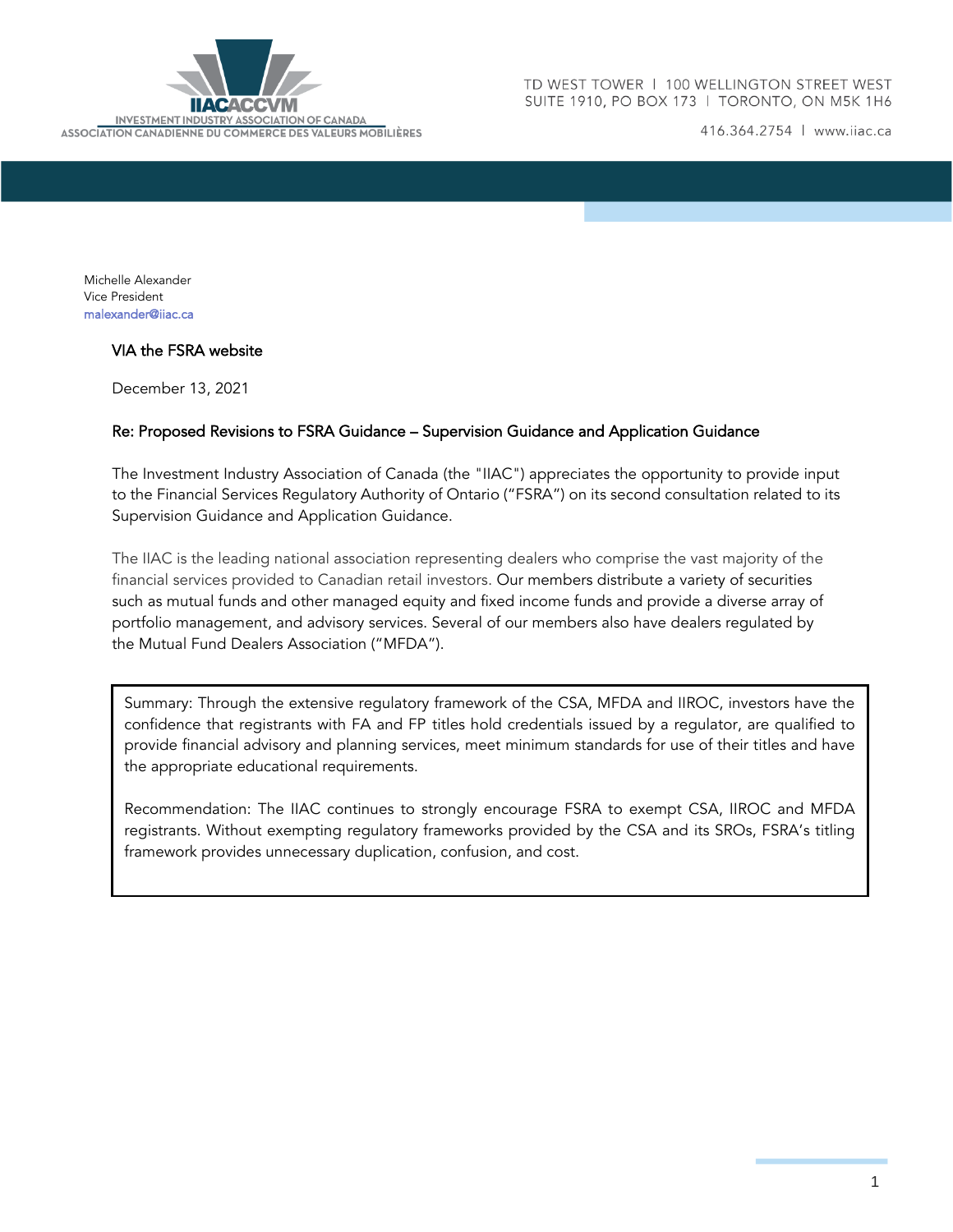IIACACCVM
INVESTMENT INDUSTRY ASSOCIATION OF CANADA
ASSOCIATION CANADIENNE DU COMMERCE DES VALEURS MOBILIÈRES

TD WEST TOWER | 100 WELLINGTON STREET WEST
SUITE 1910, PO BOX 173 | TORONTO, ON M5K 1H6

416.364.2754 | www.iiac.ca

Michelle Alexander
Vice President
malexander@iiac.ca

VIA the FSRA website

December 13, 2021

Re: Proposed Revisions to FSRA Guidance – Supervision Guidance and Application Guidance

The Investment Industry Association of Canada (the "IIAC") appreciates the opportunity to provide input to the Financial Services Regulatory Authority of Ontario ("FSRA") on its second consultation related to its Supervision Guidance and Application Guidance.

The IIAC is the leading national association representing dealers who comprise the vast majority of the financial services provided to Canadian retail investors. Our members distribute a variety of securities such as mutual funds and other managed equity and fixed income funds and provide a diverse array of portfolio management, and advisory services. Several of our members also have dealers regulated by the Mutual Fund Dealers Association ("MFDA").

> Summary: Through the extensive regulatory framework of the CSA, MFDA and IIROC, investors have the confidence that registrants with FA and FP titles hold credentials issued by a regulator, are qualified to provide financial advisory and planning services, meet minimum standards for use of their titles and have the appropriate educational requirements.
>
> Recommendation: The IIAC continues to strongly encourage FSRA to exempt CSA, IIROC and MFDA registrants. Without exempting regulatory frameworks provided by the CSA and its SROs, FSRA's titling framework provides unnecessary duplication, confusion, and cost.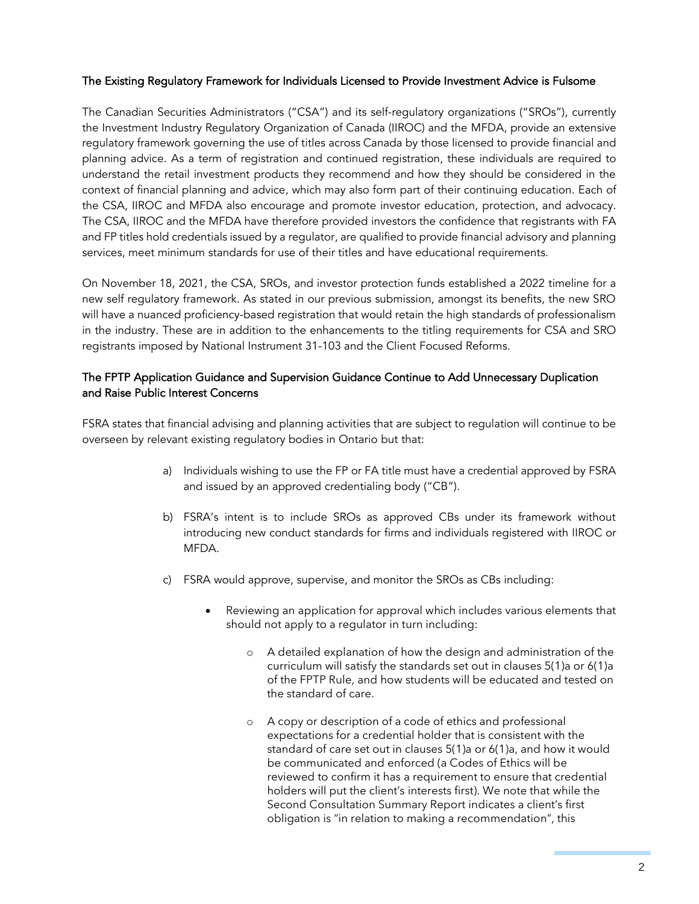### The Existing Regulatory Framework for Individuals Licensed to Provide Investment Advice is Fulsome

The Canadian Securities Administrators ("CSA") and its self-regulatory organizations ("SROs"), currently the Investment Industry Regulatory Organization of Canada (IIROC) and the MFDA, provide an extensive regulatory framework governing the use of titles across Canada by those licensed to provide financial and planning advice. As a term of registration and continued registration, these individuals are required to understand the retail investment products they recommend and how they should be considered in the context of financial planning and advice, which may also form part of their continuing education. Each of the CSA, IIROC and MFDA also encourage and promote investor education, protection, and advocacy. The CSA, IIROC and the MFDA have therefore provided investors the confidence that registrants with FA and FP titles hold credentials issued by a regulator, are qualified to provide financial advisory and planning services, meet minimum standards for use of their titles and have educational requirements.

On November 18, 2021, the CSA, SROs, and investor protection funds established a 2022 timeline for a new self regulatory framework. As stated in our previous submission, amongst its benefits, the new SRO will have a nuanced proficiency-based registration that would retain the high standards of professionalism in the industry. These are in addition to the enhancements to the titling requirements for CSA and SRO registrants imposed by National Instrument 31-103 and the Client Focused Reforms.

### The FPTP Application Guidance and Supervision Guidance Continue to Add Unnecessary Duplication and Raise Public Interest Concerns

FSRA states that financial advising and planning activities that are subject to regulation will continue to be overseen by relevant existing regulatory bodies in Ontario but that:

a) Individuals wishing to use the FP or FA title must have a credential approved by FSRA and issued by an approved credentialing body ("CB").

b) FSRA's intent is to include SROs as approved CBs under its framework without introducing new conduct standards for firms and individuals registered with IIROC or MFDA.

c) FSRA would approve, supervise, and monitor the SROs as CBs including:

- Reviewing an application for approval which includes various elements that should not apply to a regulator in turn including:
    - A detailed explanation of how the design and administration of the curriculum will satisfy the standards set out in clauses 5(1)a or 6(1)a of the FPTP Rule, and how students will be educated and tested on the standard of care.
    - A copy or description of a code of ethics and professional expectations for a credential holder that is consistent with the standard of care set out in clauses 5(1)a or 6(1)a, and how it would be communicated and enforced (a Codes of Ethics will be reviewed to confirm it has a requirement to ensure that credential holders will put the client's interests first). We note that while the Second Consultation Summary Report indicates a client's first obligation is "in relation to making a recommendation", this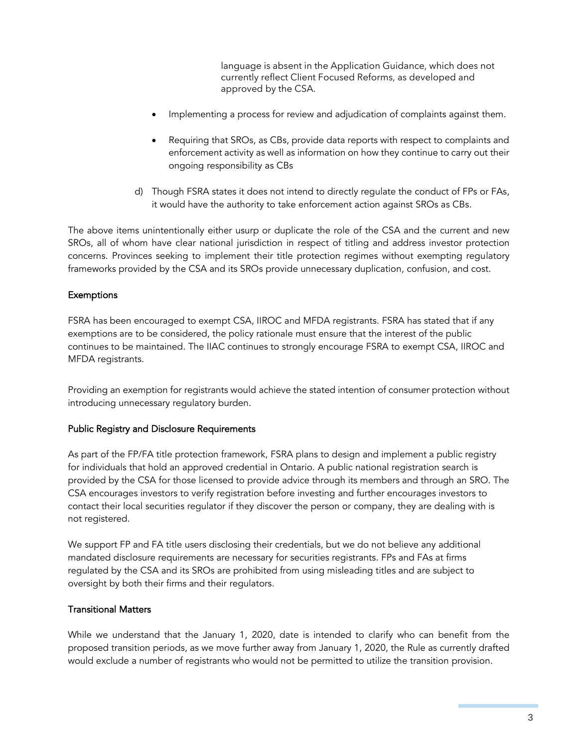language is absent in the Application Guidance, which does not currently reflect Client Focused Reforms, as developed and approved by the CSA.

- Implementing a process for review and adjudication of complaints against them.
- Requiring that SROs, as CBs, provide data reports with respect to complaints and enforcement activity as well as information on how they continue to carry out their ongoing responsibility as CBs

d) Though FSRA states it does not intend to directly regulate the conduct of FPs or FAs, it would have the authority to take enforcement action against SROs as CBs.

The above items unintentionally either usurp or duplicate the role of the CSA and the current and new SROs, all of whom have clear national jurisdiction in respect of titling and address investor protection concerns. Provinces seeking to implement their title protection regimes without exempting regulatory frameworks provided by the CSA and its SROs provide unnecessary duplication, confusion, and cost.

## Exemptions

FSRA has been encouraged to exempt CSA, IIROC and MFDA registrants. FSRA has stated that if any exemptions are to be considered, the policy rationale must ensure that the interest of the public continues to be maintained. The IIAC continues to strongly encourage FSRA to exempt CSA, IIROC and MFDA registrants.

Providing an exemption for registrants would achieve the stated intention of consumer protection without introducing unnecessary regulatory burden.

## Public Registry and Disclosure Requirements

As part of the FP/FA title protection framework, FSRA plans to design and implement a public registry for individuals that hold an approved credential in Ontario. A public national registration search is provided by the CSA for those licensed to provide advice through its members and through an SRO. The CSA encourages investors to verify registration before investing and further encourages investors to contact their local securities regulator if they discover the person or company, they are dealing with is not registered.

We support FP and FA title users disclosing their credentials, but we do not believe any additional mandated disclosure requirements are necessary for securities registrants. FPs and FAs at firms regulated by the CSA and its SROs are prohibited from using misleading titles and are subject to oversight by both their firms and their regulators.

## Transitional Matters

While we understand that the January 1, 2020, date is intended to clarify who can benefit from the proposed transition periods, as we move further away from January 1, 2020, the Rule as currently drafted would exclude a number of registrants who would not be permitted to utilize the transition provision.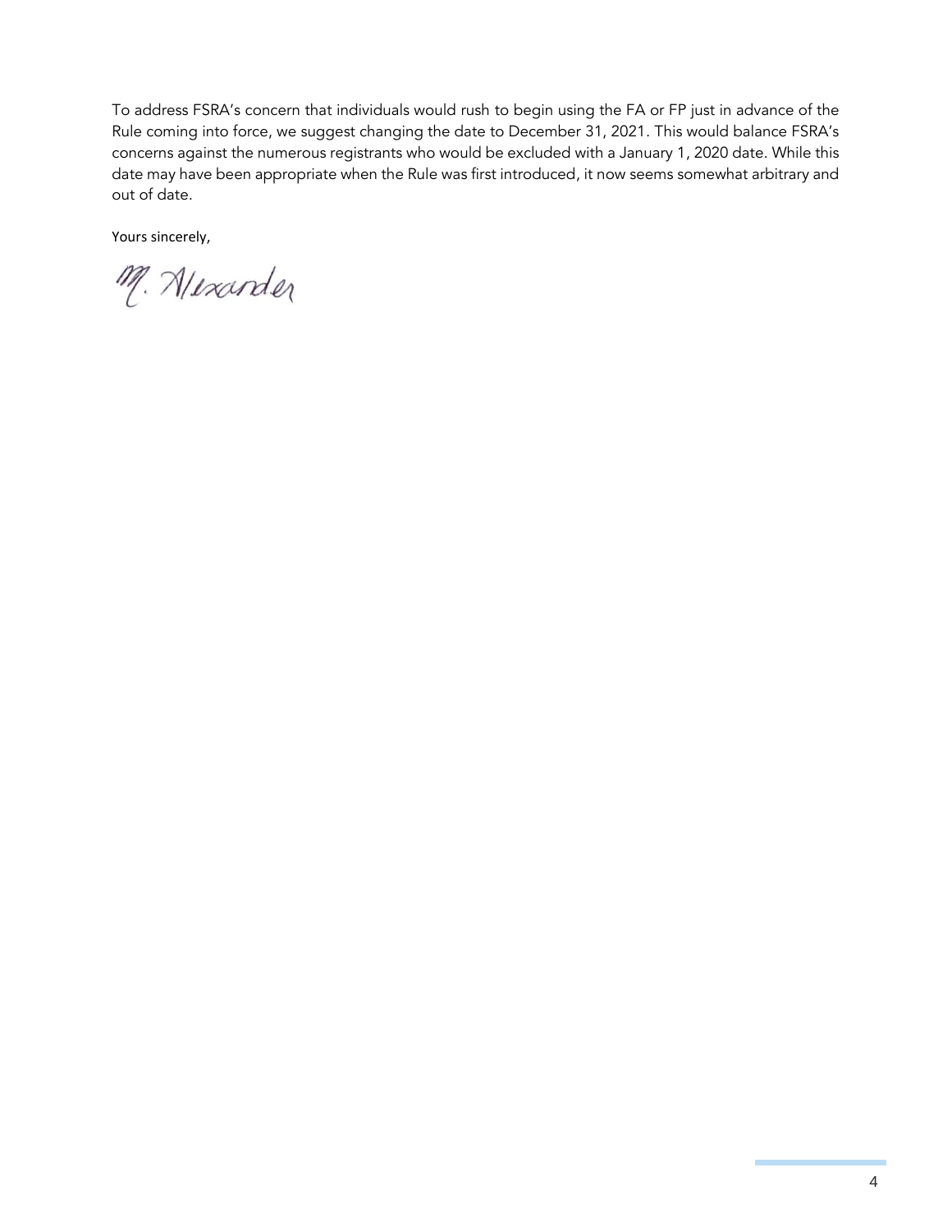To address FSRA's concern that individuals would rush to begin using the FA or FP just in advance of the Rule coming into force, we suggest changing the date to December 31, 2021. This would balance FSRA's concerns against the numerous registrants who would be excluded with a January 1, 2020 date. While this date may have been appropriate when the Rule was first introduced, it now seems somewhat arbitrary and out of date.

Yours sincerely,

M. Alexander